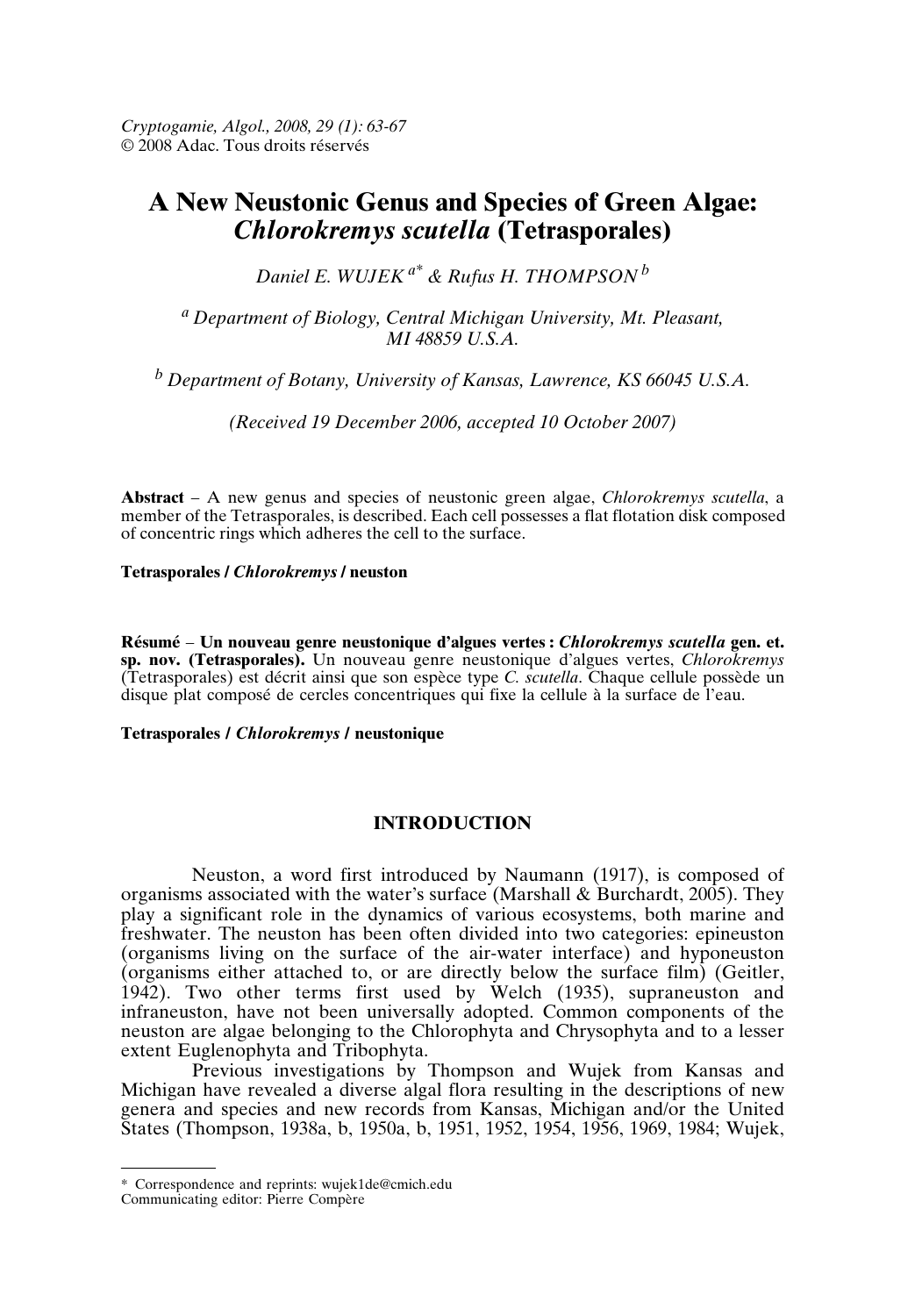# A New Neustonic Genus and Species of Green Algae: *Chlorokremys scutella* (Tetrasporales)

*Daniel E. WUJEK* [a*] *& Rufus H. THOMPSON* [b]

[a] *Department of Biology, Central Michigan University, Mt. Pleasant, MI 48859 U.S.A.*

[b] *Department of Botany, University of Kansas, Lawrence, KS 66045 U.S.A.*

*(Received 19 December 2006, accepted 10 October 2007)*

**Abstract** – A new genus and species of neustonic green algae, *Chlorokremys scutella*, a member of the Tetrasporales, is described. Each cell possesses a flat flotation disk composed of concentric rings which adheres the cell to the surface.

**Tetrasporales / *Chlorokremys* / neuston**

**Résumé – Un nouveau genre neustonique d'algues vertes : *Chlorokremys scutella* gen. et. sp. nov. (Tetrasporales).** Un nouveau genre neustonique d'algues vertes, *Chlorokremys* (Tetrasporales) est décrit ainsi que son espèce type *C. scutella*. Chaque cellule possède un disque plat composé de cercles concentriques qui fixe la cellule à la surface de l'eau.

**Tetrasporales / *Chlorokremys* / neustonique**

## INTRODUCTION

Neuston, a word first introduced by Naumann (1917), is composed of organisms associated with the water's surface (Marshall & Burchardt, 2005). They play a significant role in the dynamics of various ecosystems, both marine and freshwater. The neuston has been often divided into two categories: epineuston (organisms living on the surface of the air-water interface) and hyponeuston (organisms either attached to, or are directly below the surface film) (Geitler, 1942). Two other terms first used by Welch (1935), supraneuston and infraneuston, have not been universally adopted. Common components of the neuston are algae belonging to the Chlorophyta and Chrysophyta and to a lesser extent Euglenophyta and Tribophyta.

Previous investigations by Thompson and Wujek from Kansas and Michigan have revealed a diverse algal flora resulting in the descriptions of new genera and species and new records from Kansas, Michigan and/or the United States (Thompson, 1938a, b, 1950a, b, 1951, 1952, 1954, 1956, 1969, 1984; Wujek,

---

\* Correspondence and reprints: wujek1de@cmich.edu
Communicating editor: Pierre Compère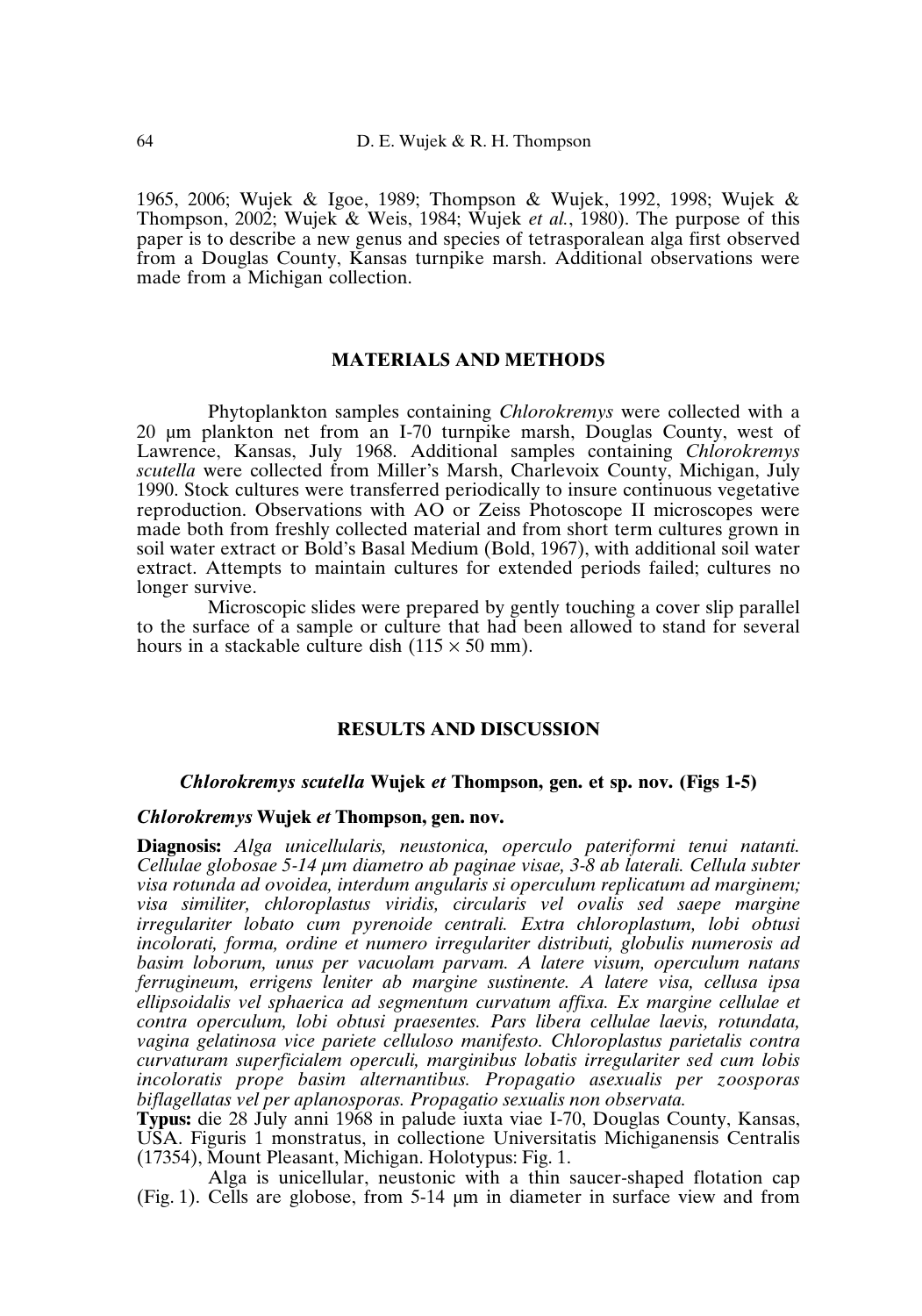1965, 2006; Wujek & Igoe, 1989; Thompson & Wujek, 1992, 1998; Wujek & Thompson, 2002; Wujek & Weis, 1984; Wujek *et al.*, 1980). The purpose of this paper is to describe a new genus and species of tetrasporalean alga first observed from a Douglas County, Kansas turnpike marsh. Additional observations were made from a Michigan collection.

## MATERIALS AND METHODS

Phytoplankton samples containing *Chlorokremys* were collected with a 20 µm plankton net from an I-70 turnpike marsh, Douglas County, west of Lawrence, Kansas, July 1968. Additional samples containing *Chlorokremys scutella* were collected from Miller's Marsh, Charlevoix County, Michigan, July 1990. Stock cultures were transferred periodically to insure continuous vegetative reproduction. Observations with AO or Zeiss Photoscope II microscopes were made both from freshly collected material and from short term cultures grown in soil water extract or Bold's Basal Medium (Bold, 1967), with additional soil water extract. Attempts to maintain cultures for extended periods failed; cultures no longer survive.

Microscopic slides were prepared by gently touching a cover slip parallel to the surface of a sample or culture that had been allowed to stand for several hours in a stackable culture dish (115 × 50 mm).

## RESULTS AND DISCUSSION

### *Chlorokremys scutella* Wujek *et* Thompson, gen. et sp. nov. (Figs 1-5)

### *Chlorokremys* Wujek *et* Thompson, gen. nov.

**Diagnosis:** *Alga unicellularis, neustonica, operculo pateriformi tenui natanti. Cellulae globosae 5-14 µm diametro ab paginae visae, 3-8 ab laterali. Cellula subter visa rotunda ad ovoidea, interdum angularis si operculum replicatum ad marginem; visa similiter, chloroplastus viridis, circularis vel ovalis sed saepe margine irregulariter lobato cum pyrenoide centrali. Extra chloroplastum, lobi obtusi incolorati, forma, ordine et numero irregulariter distributi, globulis numerosis ad basim loborum, unus per vacuolam parvam. A latere visum, operculum natans ferrugineum, errigens leniter ab margine sustinente. A latere visa, cellusa ipsa ellipsoidalis vel sphaerica ad segmentum curvatum affixa. Ex margine cellulae et contra operculum, lobi obtusi praesentes. Pars libera cellulae laevis, rotundata, vagina gelatinosa vice pariete celluloso manifesto. Chloroplastus parietalis contra curvaturam superficialem operculi, marginibus lobatis irregulariter sed cum lobis incoloratis prope basim alternantibus. Propagatio asexualis per zoosporas biflagellatas vel per aplanosporas. Propagatio sexualis non observata.*

**Typus:** die 28 July anni 1968 in palude iuxta viae I-70, Douglas County, Kansas, USA. Figuris 1 monstratus, in collectione Universitatis Michiganensis Centralis (17354), Mount Pleasant, Michigan. Holotypus: Fig. 1.

Alga is unicellular, neustonic with a thin saucer-shaped flotation cap (Fig. 1). Cells are globose, from 5-14 µm in diameter in surface view and from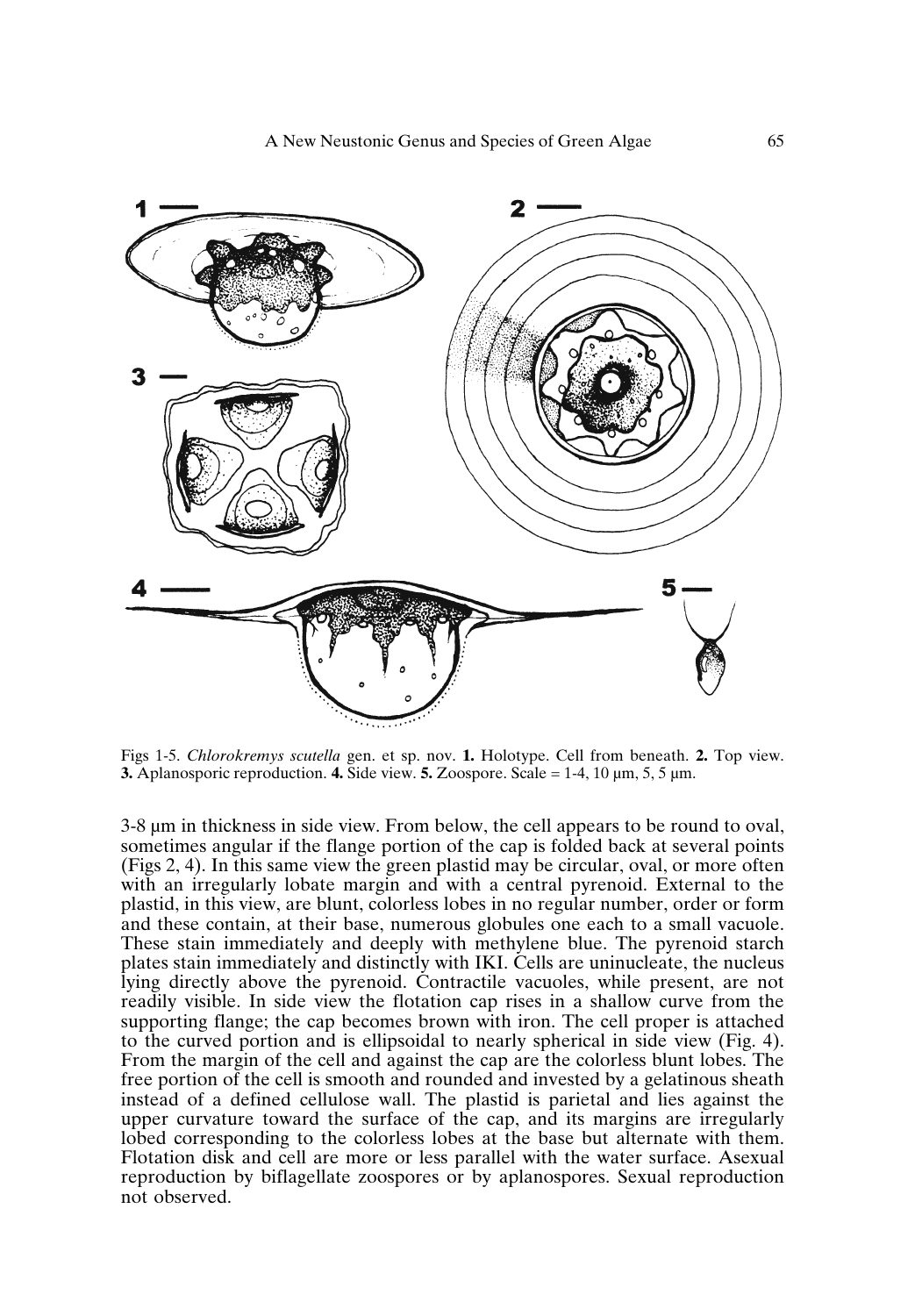Figs 1-5. *Chlorokremys scutella* gen. et sp. nov. **1.** Holotype. Cell from beneath. **2.** Top view. **3.** Aplanosporic reproduction. **4.** Side view. **5.** Zoospore. Scale = 1-4, 10 µm, 5, 5 µm.

3-8 µm in thickness in side view. From below, the cell appears to be round to oval, sometimes angular if the flange portion of the cap is folded back at several points (Figs 2, 4). In this same view the green plastid may be circular, oval, or more often with an irregularly lobate margin and with a central pyrenoid. External to the plastid, in this view, are blunt, colorless lobes in no regular number, order or form and these contain, at their base, numerous globules one each to a small vacuole. These stain immediately and deeply with methylene blue. The pyrenoid starch plates stain immediately and distinctly with IKI. Cells are uninucleate, the nucleus lying directly above the pyrenoid. Contractile vacuoles, while present, are not readily visible. In side view the flotation cap rises in a shallow curve from the supporting flange; the cap becomes brown with iron. The cell proper is attached to the curved portion and is ellipsoidal to nearly spherical in side view (Fig. 4). From the margin of the cell and against the cap are the colorless blunt lobes. The free portion of the cell is smooth and rounded and invested by a gelatinous sheath instead of a defined cellulose wall. The plastid is parietal and lies against the upper curvature toward the surface of the cap, and its margins are irregularly lobed corresponding to the colorless lobes at the base but alternate with them. Flotation disk and cell are more or less parallel with the water surface. Asexual reproduction by biflagellate zoospores or by aplanospores. Sexual reproduction not observed.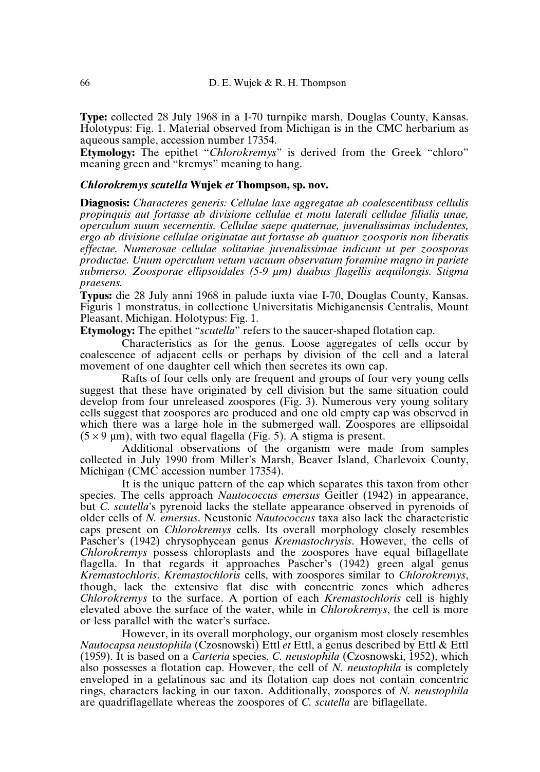**Type:** collected 28 July 1968 in a I-70 turnpike marsh, Douglas County, Kansas. Holotypus: Fig. 1. Material observed from Michigan is in the CMC herbarium as aqueous sample, accession number 17354.

**Etymology:** The epithet "*Chlorokremys*" is derived from the Greek "chloro" meaning green and "kremys" meaning to hang.

### *Chlorokremys scutella* Wujek *et* Thompson, sp. nov.

**Diagnosis:** *Characteres generis: Cellulae laxe aggregatae ab coalescentibuss cellulis propinquis aut fortasse ab divisione cellulae et motu laterali cellulae filialis unae, operculum suum secernentis. Cellulae saepe quaternae, juvenalissimas includentes, ergo ab divisione cellulae originatae aut fortasse ab quatuor zoosporis non liberatis effectae. Numerosae cellulae solitariae juvenalissimae indicunt ut per zoosporas productae. Unum operculum vetum vacuum observatum foramine magno in pariete submerso. Zoosporae ellipsoidales (5-9 µm) duabus flagellis aequilongis. Stigma praesens.*

**Typus:** die 28 July anni 1968 in palude iuxta viae I-70, Douglas County, Kansas. Figuris 1 monstratus, in collectione Universitatis Michiganensis Centralis, Mount Pleasant, Michigan. Holotypus: Fig. 1.

**Etymology:** The epithet "*scutella*" refers to the saucer-shaped flotation cap.

Characteristics as for the genus. Loose aggregates of cells occur by coalescence of adjacent cells or perhaps by division of the cell and a lateral movement of one daughter cell which then secretes its own cap.

Rafts of four cells only are frequent and groups of four very young cells suggest that these have originated by cell division but the same situation could develop from four unreleased zoospores (Fig. 3). Numerous very young solitary cells suggest that zoospores are produced and one old empty cap was observed in which there was a large hole in the submerged wall. Zoospores are ellipsoidal ($5 \times 9$ µm), with two equal flagella (Fig. 5). A stigma is present.

Additional observations of the organism were made from samples collected in July 1990 from Miller's Marsh, Beaver Island, Charlevoix County, Michigan (CMC accession number 17354).

It is the unique pattern of the cap which separates this taxon from other species. The cells approach *Nautococcus emersus* Geitler (1942) in appearance, but *C. scutella*'s pyrenoid lacks the stellate appearance observed in pyrenoids of older cells of *N. emersus*. Neustonic *Nautococcus* taxa also lack the characteristic caps present on *Chlorokremys* cells. Its overall morphology closely resembles Pascher's (1942) chrysophycean genus *Kremastochrysis*. However, the cells of *Chlorokremys* possess chloroplasts and the zoospores have equal biflagellate flagella. In that regards it approaches Pascher's (1942) green algal genus *Kremastochloris*. *Kremastochloris* cells, with zoospores similar to *Chlorokremys*, though, lack the extensive flat disc with concentric zones which adheres *Chlorokremys* to the surface. A portion of each *Kremastochloris* cell is highly elevated above the surface of the water, while in *Chlorokremys*, the cell is more or less parallel with the water's surface.

However, in its overall morphology, our organism most closely resembles *Nautocapsa neustophila* (Czosnowski) Ettl *et* Ettl, a genus described by Ettl & Ettl (1959). It is based on a *Carteria* species, *C. neustophila* (Czosnowski, 1952), which also possesses a flotation cap. However, the cell of *N. neustophila* is completely enveloped in a gelatinous sac and its flotation cap does not contain concentric rings, characters lacking in our taxon. Additionally, zoospores of *N. neustophila* are quadriflagellate whereas the zoospores of *C. scutella* are biflagellate.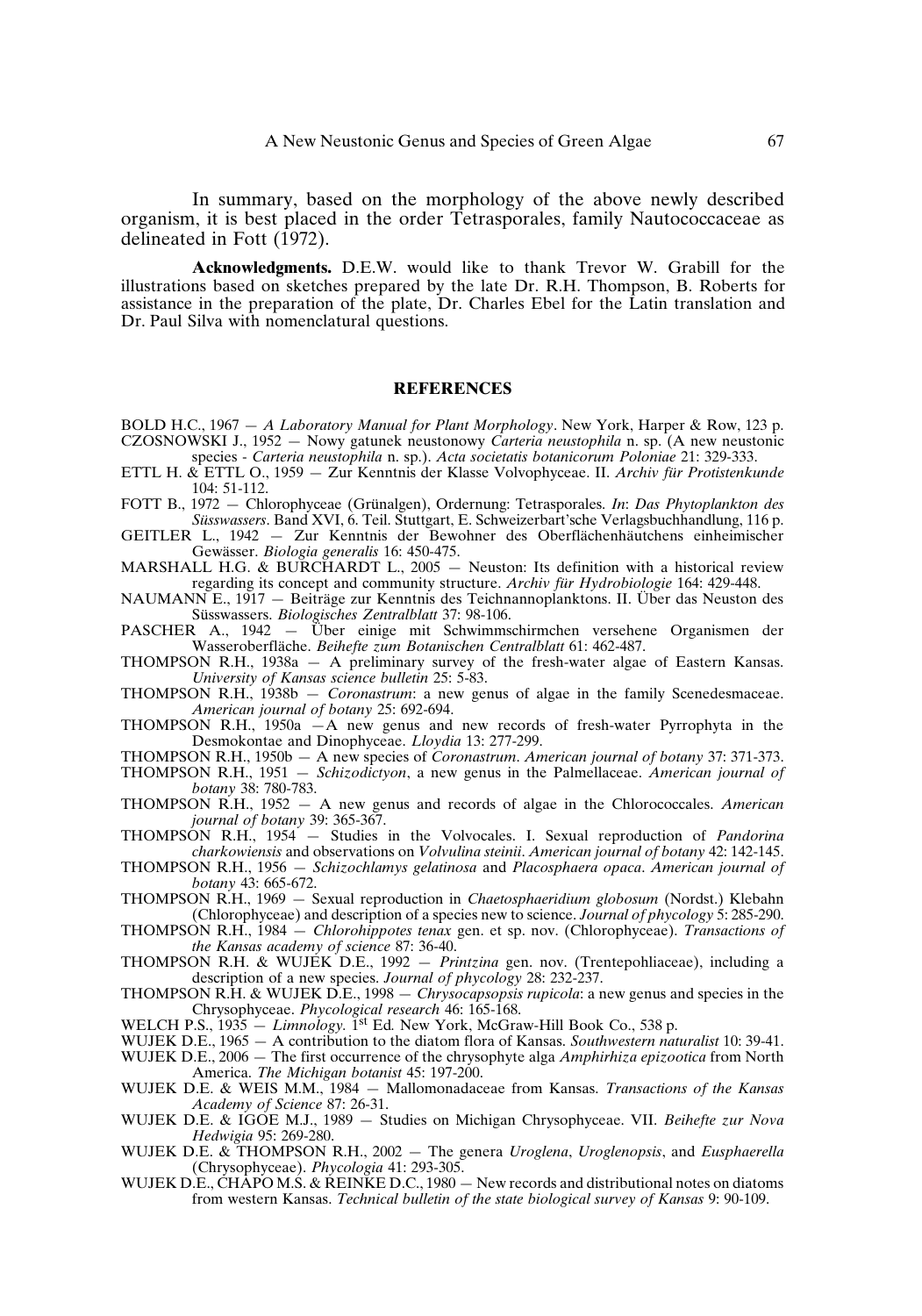In summary, based on the morphology of the above newly described organism, it is best placed in the order Tetrasporales, family Nautococcaceae as delineated in Fott (1972).

**Acknowledgments.** D.E.W. would like to thank Trevor W. Grabill for the illustrations based on sketches prepared by the late Dr. R.H. Thompson, B. Roberts for assistance in the preparation of the plate, Dr. Charles Ebel for the Latin translation and Dr. Paul Silva with nomenclatural questions.

## REFERENCES

BOLD H.C., 1967 — *A Laboratory Manual for Plant Morphology*. New York, Harper & Row, 123 p.

CZOSNOWSKI J., 1952 — Nowy gatunek neustonowy *Carteria neustophila* n. sp. (A new neustonic species - *Carteria neustophila* n. sp.). *Acta societatis botanicorum Poloniae* 21: 329-333.

ETTL H. & ETTL O., 1959 — Zur Kenntnis der Klasse Volvophyceae. II. *Archiv für Protistenkunde* 104: 51-112.

FOTT B., 1972 — Chlorophyceae (Grünalgen), Ordernung: Tetrasporales. *In*: *Das Phytoplankton des Süsswassers*. Band XVI, 6. Teil. Stuttgart, E. Schweizerbart'sche Verlagsbuchhandlung, 116 p.

GEITLER L., 1942 — Zur Kenntnis der Bewohner des Oberflächenhäutchens einheimischer Gewässer. *Biologia generalis* 16: 450-475.

MARSHALL H.G. & BURCHARDT L., 2005 — Neuston: Its definition with a historical review regarding its concept and community structure. *Archiv für Hydrobiologie* 164: 429-448.

NAUMANN E., 1917 — Beiträge zur Kenntnis des Teichnannoplanktons. II. Über das Neuston des Süsswassers. *Biologisches Zentralblatt* 37: 98-106.

PASCHER A., 1942 — Über einige mit Schwimmschirmchen versehene Organismen der Wasseroberfläche. *Beihefte zum Botanischen Centralblatt* 61: 462-487.

THOMPSON R.H., 1938a — A preliminary survey of the fresh-water algae of Eastern Kansas. *University of Kansas science bulletin* 25: 5-83.

THOMPSON R.H., 1938b — *Coronastrum*: a new genus of algae in the family Scenedesmaceae. *American journal of botany* 25: 692-694.

THOMPSON R.H., 1950a — A new genus and new records of fresh-water Pyrrophyta in the Desmokontae and Dinophyceae. *Lloydia* 13: 277-299.

THOMPSON R.H., 1950b — A new species of *Coronastrum*. *American journal of botany* 37: 371-373.

THOMPSON R.H., 1951 — *Schizodictyon*, a new genus in the Palmellaceae. *American journal of botany* 38: 780-783.

THOMPSON R.H., 1952 — A new genus and records of algae in the Chlorococcales. *American journal of botany* 39: 365-367.

THOMPSON R.H., 1954 — Studies in the Volvocales. I. Sexual reproduction of *Pandorina charkowiensis* and observations on *Volvulina steinii*. *American journal of botany* 42: 142-145.

THOMPSON R.H., 1956 — *Schizochlamys gelatinosa* and *Placosphaera opaca*. *American journal of botany* 43: 665-672.

THOMPSON R.H., 1969 — Sexual reproduction in *Chaetosphaeridium globosum* (Nordst.) Klebahn (Chlorophyceae) and description of a species new to science. *Journal of phycology* 5: 285-290.

THOMPSON R.H., 1984 — *Chlorohippotes tenax* gen. et sp. nov. (Chlorophyceae). *Transactions of the Kansas academy of science* 87: 36-40.

THOMPSON R.H. & WUJEK D.E., 1992 — *Printzina* gen. nov. (Trentepohliaceae), including a description of a new species. *Journal of phycology* 28: 232-237.

THOMPSON R.H. & WUJEK D.E., 1998 — *Chrysocapsopsis rupicola*: a new genus and species in the Chrysophyceae. *Phycological research* 46: 165-168.

WELCH P.S., 1935 — *Limnology*. 1st Ed. New York, McGraw-Hill Book Co., 538 p.

WUJEK D.E., 1965 — A contribution to the diatom flora of Kansas. *Southwestern naturalist* 10: 39-41.

WUJEK D.E., 2006 — The first occurrence of the chrysophyte alga *Amphirhiza epizootica* from North America. *The Michigan botanist* 45: 197-200.

WUJEK D.E. & WEIS M.M., 1984 — Mallomonadaceae from Kansas. *Transactions of the Kansas Academy of Science* 87: 26-31.

WUJEK D.E. & IGOE M.J., 1989 — Studies on Michigan Chrysophyceae. VII. *Beihefte zur Nova Hedwigia* 95: 269-280.

WUJEK D.E. & THOMPSON R.H., 2002 — The genera *Uroglena*, *Uroglenopsis*, and *Eusphaerella* (Chrysophyceae). *Phycologia* 41: 293-305.

WUJEK D.E., CHAPO M.S. & REINKE D.C., 1980 — New records and distributional notes on diatoms from western Kansas. *Technical bulletin of the state biological survey of Kansas* 9: 90-109.